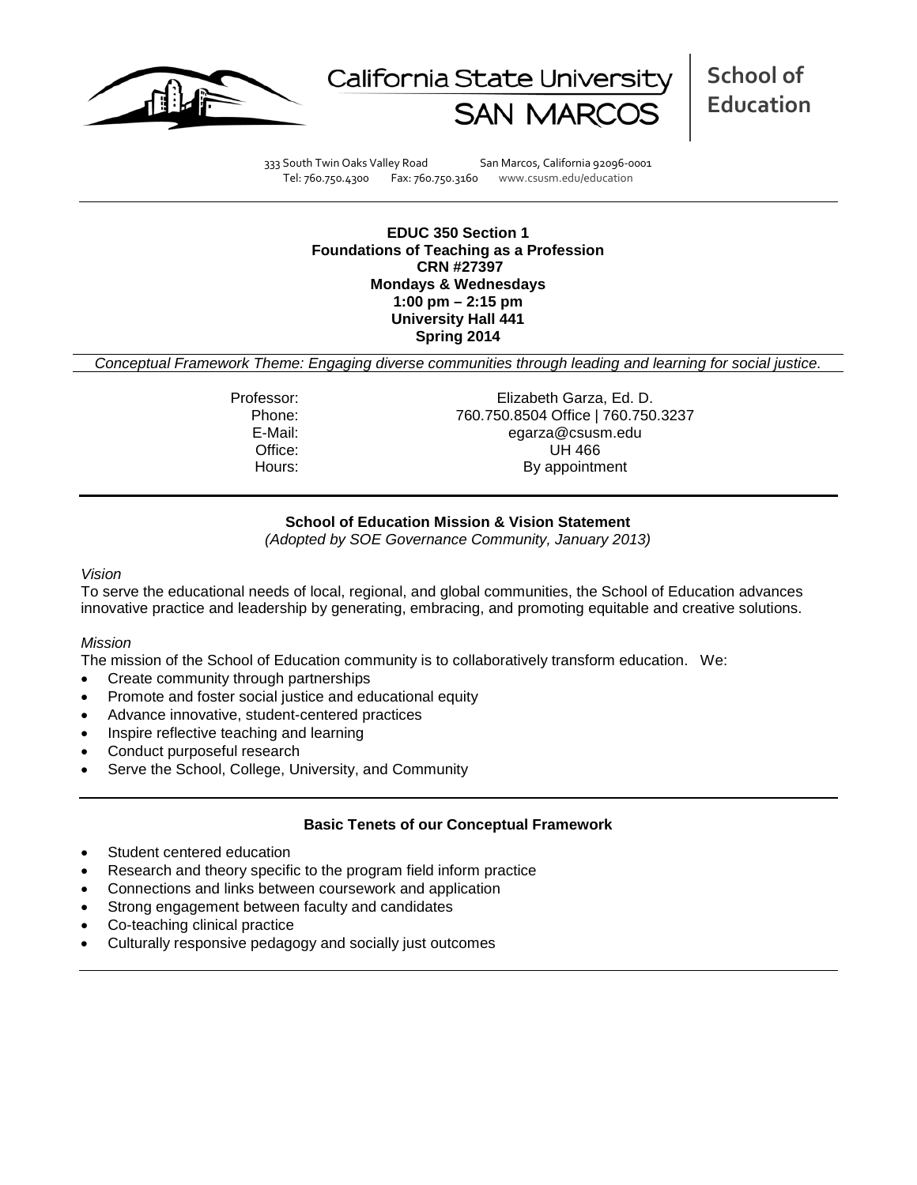California State University SAN MARCOS

**School of Education**

333 South Twin Oaks Valley Road San Marcos, California 92096-0001
Tel: 760.750.4300 Fax: 760.750.3160 www.csusm.edu/education

**EDUC 350 Section 1**
**Foundations of Teaching as a Profession**
**CRN #27397**
**Mondays & Wednesdays**
**1:00 pm – 2:15 pm**
**University Hall 441**
**Spring 2014**

*Conceptual Framework Theme: Engaging diverse communities through leading and learning for social justice.*

| | |
|---|---|
| Professor: | Elizabeth Garza, Ed. D. |
| Phone: | 760.750.8504 Office \| 760.750.3237 |
| E-Mail: | egarza@csusm.edu |
| Office: | UH 466 |
| Hours: | By appointment |

## School of Education Mission & Vision Statement

*(Adopted by SOE Governance Community, January 2013)*

*Vision*

To serve the educational needs of local, regional, and global communities, the School of Education advances innovative practice and leadership by generating, embracing, and promoting equitable and creative solutions.

*Mission*

The mission of the School of Education community is to collaboratively transform education. We:

- Create community through partnerships
- Promote and foster social justice and educational equity
- Advance innovative, student-centered practices
- Inspire reflective teaching and learning
- Conduct purposeful research
- Serve the School, College, University, and Community

## Basic Tenets of our Conceptual Framework

- Student centered education
- Research and theory specific to the program field inform practice
- Connections and links between coursework and application
- Strong engagement between faculty and candidates
- Co-teaching clinical practice
- Culturally responsive pedagogy and socially just outcomes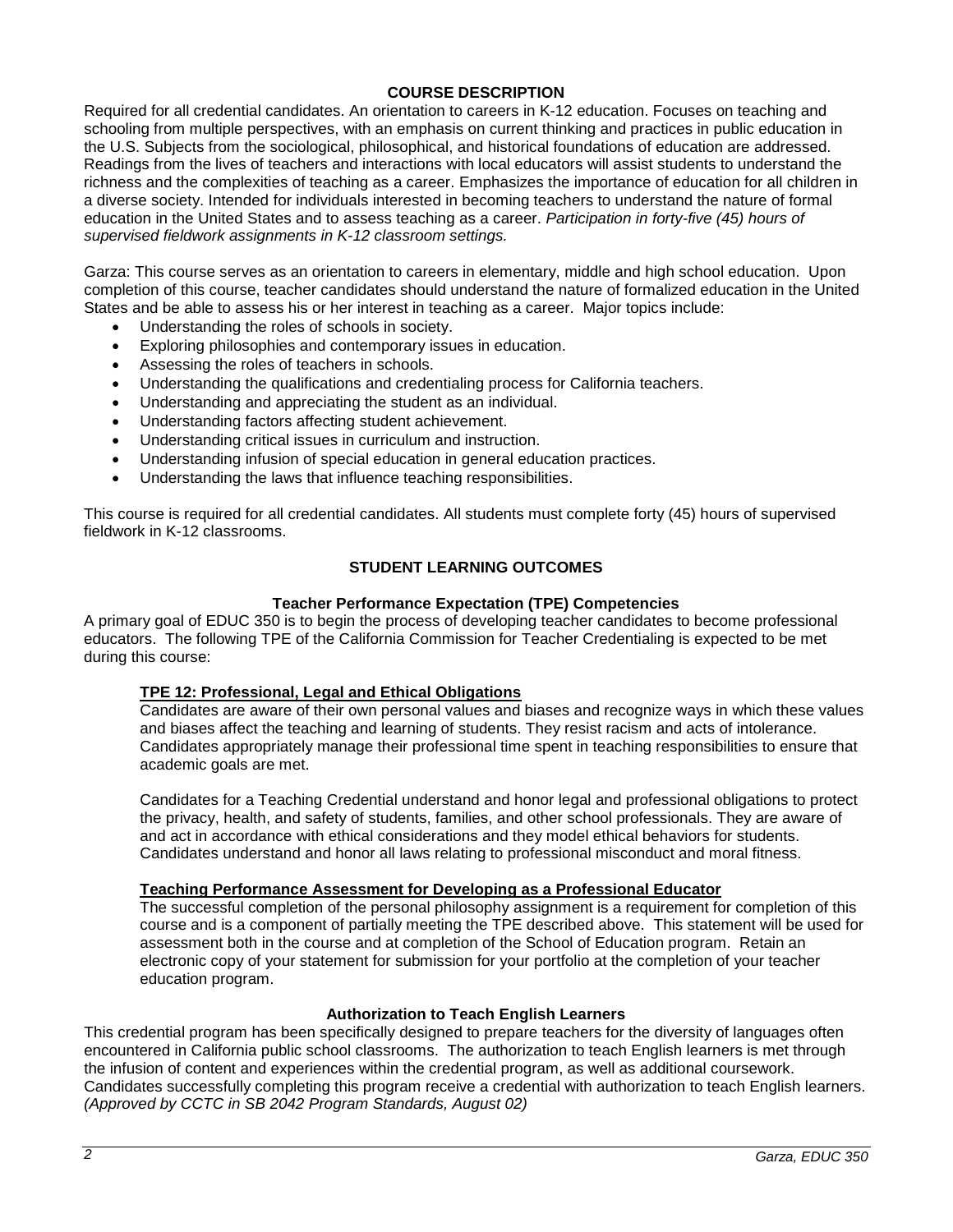## COURSE DESCRIPTION

Required for all credential candidates. An orientation to careers in K-12 education. Focuses on teaching and schooling from multiple perspectives, with an emphasis on current thinking and practices in public education in the U.S. Subjects from the sociological, philosophical, and historical foundations of education are addressed. Readings from the lives of teachers and interactions with local educators will assist students to understand the richness and the complexities of teaching as a career. Emphasizes the importance of education for all children in a diverse society. Intended for individuals interested in becoming teachers to understand the nature of formal education in the United States and to assess teaching as a career. *Participation in forty-five (45) hours of supervised fieldwork assignments in K-12 classroom settings.*

Garza: This course serves as an orientation to careers in elementary, middle and high school education. Upon completion of this course, teacher candidates should understand the nature of formalized education in the United States and be able to assess his or her interest in teaching as a career. Major topics include:

- Understanding the roles of schools in society.
- Exploring philosophies and contemporary issues in education.
- Assessing the roles of teachers in schools.
- Understanding the qualifications and credentialing process for California teachers.
- Understanding and appreciating the student as an individual.
- Understanding factors affecting student achievement.
- Understanding critical issues in curriculum and instruction.
- Understanding infusion of special education in general education practices.
- Understanding the laws that influence teaching responsibilities.

This course is required for all credential candidates. All students must complete forty (45) hours of supervised fieldwork in K-12 classrooms.

## STUDENT LEARNING OUTCOMES

### Teacher Performance Expectation (TPE) Competencies

A primary goal of EDUC 350 is to begin the process of developing teacher candidates to become professional educators. The following TPE of the California Commission for Teacher Credentialing is expected to be met during this course:

**TPE 12: Professional, Legal and Ethical Obligations**

Candidates are aware of their own personal values and biases and recognize ways in which these values and biases affect the teaching and learning of students. They resist racism and acts of intolerance. Candidates appropriately manage their professional time spent in teaching responsibilities to ensure that academic goals are met.

Candidates for a Teaching Credential understand and honor legal and professional obligations to protect the privacy, health, and safety of students, families, and other school professionals. They are aware of and act in accordance with ethical considerations and they model ethical behaviors for students. Candidates understand and honor all laws relating to professional misconduct and moral fitness.

**Teaching Performance Assessment for Developing as a Professional Educator**

The successful completion of the personal philosophy assignment is a requirement for completion of this course and is a component of partially meeting the TPE described above. This statement will be used for assessment both in the course and at completion of the School of Education program. Retain an electronic copy of your statement for submission for your portfolio at the completion of your teacher education program.

### Authorization to Teach English Learners

This credential program has been specifically designed to prepare teachers for the diversity of languages often encountered in California public school classrooms. The authorization to teach English learners is met through the infusion of content and experiences within the credential program, as well as additional coursework. Candidates successfully completing this program receive a credential with authorization to teach English learners. *(Approved by CCTC in SB 2042 Program Standards, August 02)*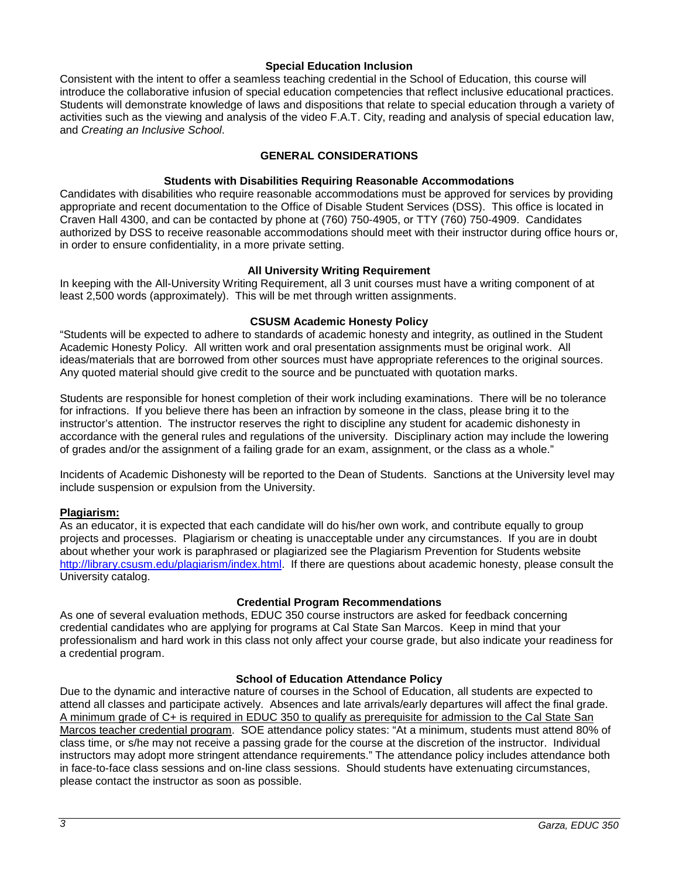### Special Education Inclusion

Consistent with the intent to offer a seamless teaching credential in the School of Education, this course will introduce the collaborative infusion of special education competencies that reflect inclusive educational practices. Students will demonstrate knowledge of laws and dispositions that relate to special education through a variety of activities such as the viewing and analysis of the video F.A.T. City, reading and analysis of special education law, and *Creating an Inclusive School*.

## GENERAL CONSIDERATIONS

### Students with Disabilities Requiring Reasonable Accommodations

Candidates with disabilities who require reasonable accommodations must be approved for services by providing appropriate and recent documentation to the Office of Disable Student Services (DSS). This office is located in Craven Hall 4300, and can be contacted by phone at (760) 750-4905, or TTY (760) 750-4909. Candidates authorized by DSS to receive reasonable accommodations should meet with their instructor during office hours or, in order to ensure confidentiality, in a more private setting.

### All University Writing Requirement

In keeping with the All-University Writing Requirement, all 3 unit courses must have a writing component of at least 2,500 words (approximately). This will be met through written assignments.

### CSUSM Academic Honesty Policy

"Students will be expected to adhere to standards of academic honesty and integrity, as outlined in the Student Academic Honesty Policy. All written work and oral presentation assignments must be original work. All ideas/materials that are borrowed from other sources must have appropriate references to the original sources. Any quoted material should give credit to the source and be punctuated with quotation marks.

Students are responsible for honest completion of their work including examinations. There will be no tolerance for infractions. If you believe there has been an infraction by someone in the class, please bring it to the instructor's attention. The instructor reserves the right to discipline any student for academic dishonesty in accordance with the general rules and regulations of the university. Disciplinary action may include the lowering of grades and/or the assignment of a failing grade for an exam, assignment, or the class as a whole."

Incidents of Academic Dishonesty will be reported to the Dean of Students. Sanctions at the University level may include suspension or expulsion from the University.

**Plagiarism:**

As an educator, it is expected that each candidate will do his/her own work, and contribute equally to group projects and processes. Plagiarism or cheating is unacceptable under any circumstances. If you are in doubt about whether your work is paraphrased or plagiarized see the Plagiarism Prevention for Students website [http://library.csusm.edu/plagiarism/index.html](http://library.csusm.edu/plagiarism/index.html). If there are questions about academic honesty, please consult the University catalog.

### Credential Program Recommendations

As one of several evaluation methods, EDUC 350 course instructors are asked for feedback concerning credential candidates who are applying for programs at Cal State San Marcos. Keep in mind that your professionalism and hard work in this class not only affect your course grade, but also indicate your readiness for a credential program.

### School of Education Attendance Policy

Due to the dynamic and interactive nature of courses in the School of Education, all students are expected to attend all classes and participate actively. Absences and late arrivals/early departures will affect the final grade. A minimum grade of C+ is required in EDUC 350 to qualify as prerequisite for admission to the Cal State San Marcos teacher credential program. SOE attendance policy states: "At a minimum, students must attend 80% of class time, or s/he may not receive a passing grade for the course at the discretion of the instructor. Individual instructors may adopt more stringent attendance requirements." The attendance policy includes attendance both in face-to-face class sessions and on-line class sessions. Should students have extenuating circumstances, please contact the instructor as soon as possible.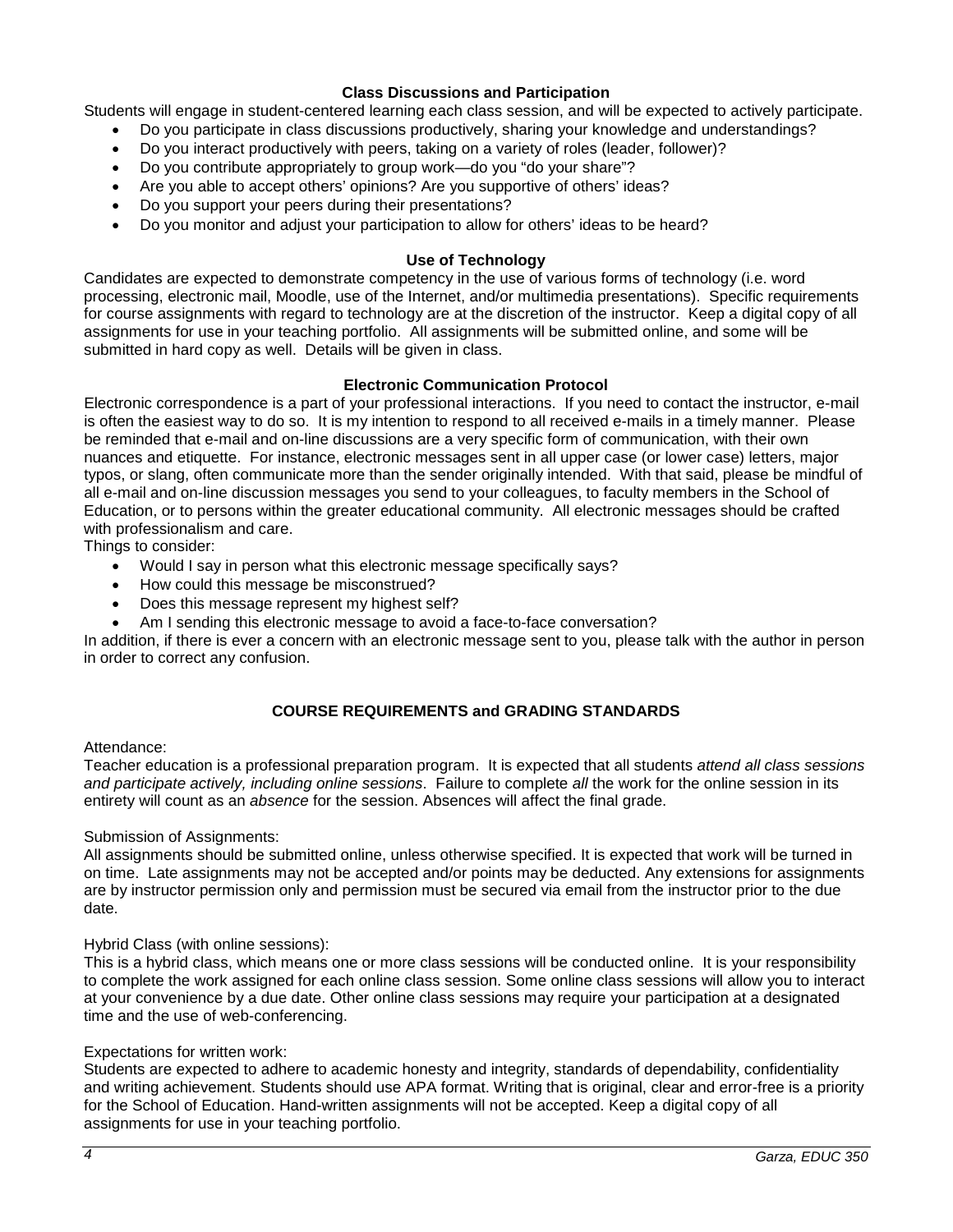### Class Discussions and Participation

Students will engage in student-centered learning each class session, and will be expected to actively participate.

- Do you participate in class discussions productively, sharing your knowledge and understandings?
- Do you interact productively with peers, taking on a variety of roles (leader, follower)?
- Do you contribute appropriately to group work—do you "do your share"?
- Are you able to accept others' opinions? Are you supportive of others' ideas?
- Do you support your peers during their presentations?
- Do you monitor and adjust your participation to allow for others' ideas to be heard?

### Use of Technology

Candidates are expected to demonstrate competency in the use of various forms of technology (i.e. word processing, electronic mail, Moodle, use of the Internet, and/or multimedia presentations). Specific requirements for course assignments with regard to technology are at the discretion of the instructor. Keep a digital copy of all assignments for use in your teaching portfolio. All assignments will be submitted online, and some will be submitted in hard copy as well. Details will be given in class.

### Electronic Communication Protocol

Electronic correspondence is a part of your professional interactions. If you need to contact the instructor, e-mail is often the easiest way to do so. It is my intention to respond to all received e-mails in a timely manner. Please be reminded that e-mail and on-line discussions are a very specific form of communication, with their own nuances and etiquette. For instance, electronic messages sent in all upper case (or lower case) letters, major typos, or slang, often communicate more than the sender originally intended. With that said, please be mindful of all e-mail and on-line discussion messages you send to your colleagues, to faculty members in the School of Education, or to persons within the greater educational community. All electronic messages should be crafted with professionalism and care.

Things to consider:

- Would I say in person what this electronic message specifically says?
- How could this message be misconstrued?
- Does this message represent my highest self?
- Am I sending this electronic message to avoid a face-to-face conversation?

In addition, if there is ever a concern with an electronic message sent to you, please talk with the author in person in order to correct any confusion.

## COURSE REQUIREMENTS and GRADING STANDARDS

Attendance:

Teacher education is a professional preparation program. It is expected that all students *attend all class sessions and participate actively, including online sessions*. Failure to complete *all* the work for the online session in its entirety will count as an *absence* for the session. Absences will affect the final grade.

Submission of Assignments:

All assignments should be submitted online, unless otherwise specified. It is expected that work will be turned in on time. Late assignments may not be accepted and/or points may be deducted. Any extensions for assignments are by instructor permission only and permission must be secured via email from the instructor prior to the due date.

Hybrid Class (with online sessions):

This is a hybrid class, which means one or more class sessions will be conducted online. It is your responsibility to complete the work assigned for each online class session. Some online class sessions will allow you to interact at your convenience by a due date. Other online class sessions may require your participation at a designated time and the use of web-conferencing.

Expectations for written work:

Students are expected to adhere to academic honesty and integrity, standards of dependability, confidentiality and writing achievement. Students should use APA format. Writing that is original, clear and error-free is a priority for the School of Education. Hand-written assignments will not be accepted. Keep a digital copy of all assignments for use in your teaching portfolio.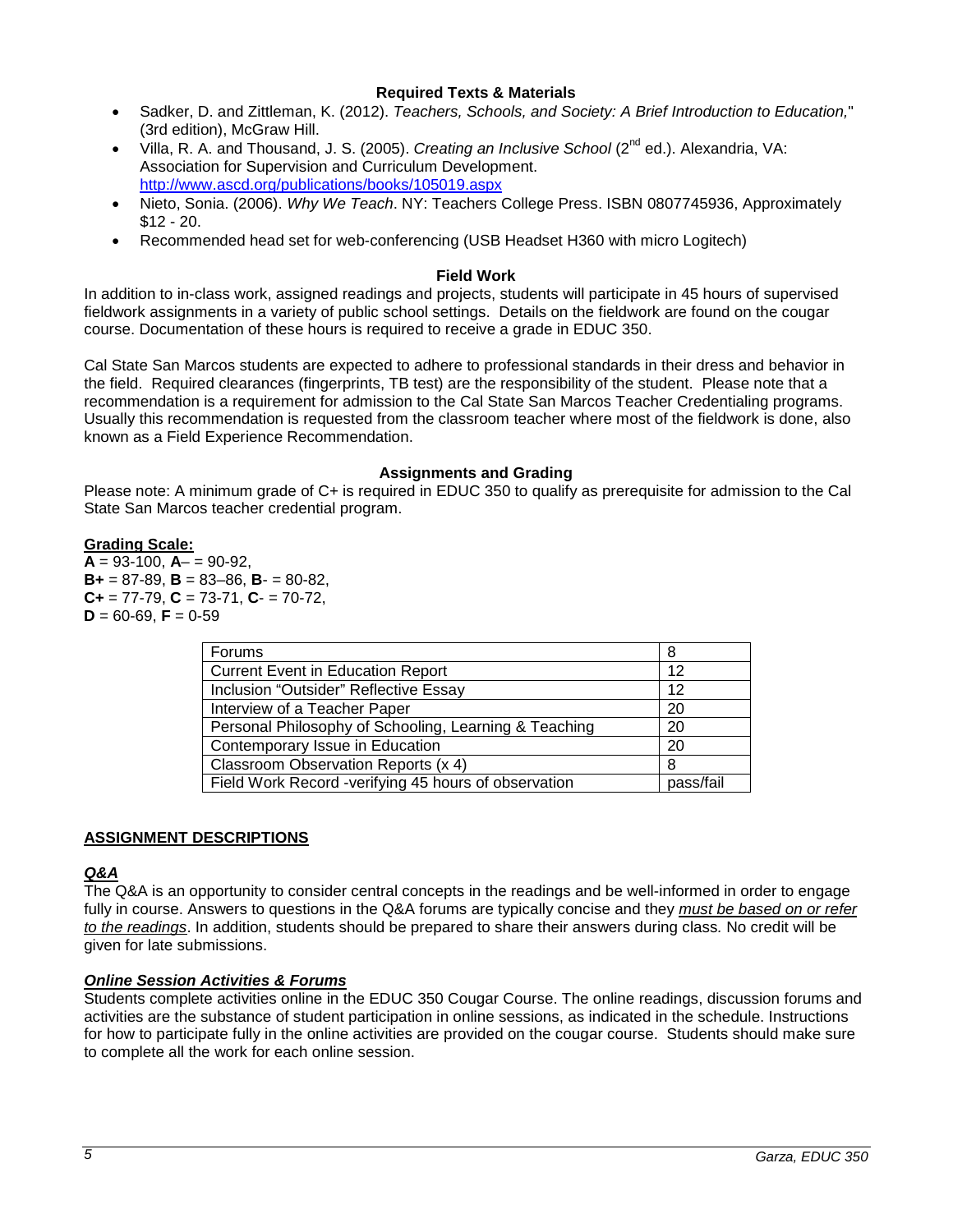### Required Texts & Materials

- Sadker, D. and Zittleman, K. (2012). *Teachers, Schools, and Society: A Brief Introduction to Education,*" (3rd edition), McGraw Hill.
- Villa, R. A. and Thousand, J. S. (2005). *Creating an Inclusive School* (2nd ed.). Alexandria, VA: Association for Supervision and Curriculum Development. http://www.ascd.org/publications/books/105019.aspx
- Nieto, Sonia. (2006). *Why We Teach*. NY: Teachers College Press. ISBN 0807745936, Approximately $12 - 20.
- Recommended head set for web-conferencing (USB Headset H360 with micro Logitech)

### Field Work

In addition to in-class work, assigned readings and projects, students will participate in 45 hours of supervised fieldwork assignments in a variety of public school settings. Details on the fieldwork are found on the cougar course. Documentation of these hours is required to receive a grade in EDUC 350.

Cal State San Marcos students are expected to adhere to professional standards in their dress and behavior in the field. Required clearances (fingerprints, TB test) are the responsibility of the student. Please note that a recommendation is a requirement for admission to the Cal State San Marcos Teacher Credentialing programs. Usually this recommendation is requested from the classroom teacher where most of the fieldwork is done, also known as a Field Experience Recommendation.

### Assignments and Grading

Please note: A minimum grade of C+ is required in EDUC 350 to qualify as prerequisite for admission to the Cal State San Marcos teacher credential program.

**Grading Scale:**
**A** = 93-100, **A**– = 90-92,
**B+** = 87-89, **B** = 83–86, **B**- = 80-82,
**C+** = 77-79, **C** = 73-71, **C**- = 70-72,
**D** = 60-69, **F** = 0-59

| | |
|---|---|
| Forums | 8 |
| Current Event in Education Report | 12 |
| Inclusion “Outsider” Reflective Essay | 12 |
| Interview of a Teacher Paper | 20 |
| Personal Philosophy of Schooling, Learning & Teaching | 20 |
| Contemporary Issue in Education | 20 |
| Classroom Observation Reports (x 4) | 8 |
| Field Work Record -verifying 45 hours of observation | pass/fail |

## ASSIGNMENT DESCRIPTIONS

### *Q&A*

The Q&A is an opportunity to consider central concepts in the readings and be well-informed in order to engage fully in course. Answers to questions in the Q&A forums are typically concise and they *must be based on or refer to the readings*. In addition, students should be prepared to share their answers during class. No credit will be given for late submissions.

### *Online Session Activities & Forums*

Students complete activities online in the EDUC 350 Cougar Course. The online readings, discussion forums and activities are the substance of student participation in online sessions, as indicated in the schedule. Instructions for how to participate fully in the online activities are provided on the cougar course. Students should make sure to complete all the work for each online session.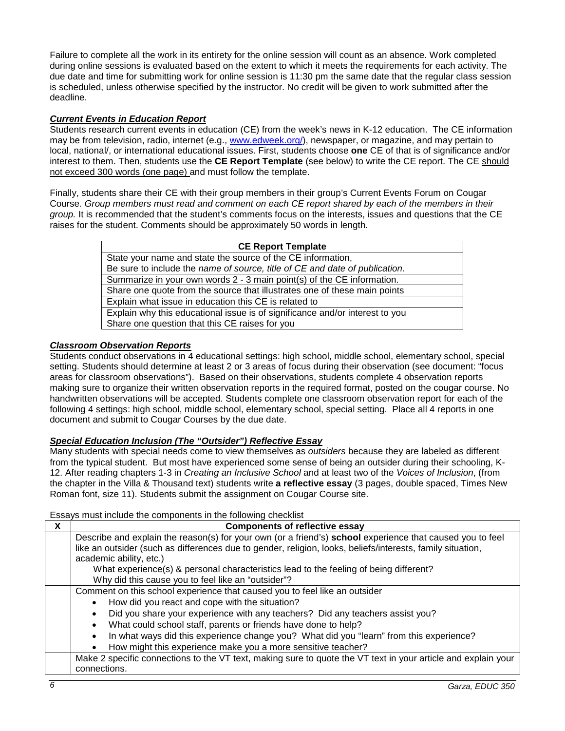Failure to complete all the work in its entirety for the online session will count as an absence. Work completed during online sessions is evaluated based on the extent to which it meets the requirements for each activity. The due date and time for submitting work for online session is 11:30 pm the same date that the regular class session is scheduled, unless otherwise specified by the instructor. No credit will be given to work submitted after the deadline.

***Current Events in Education Report***

Students research current events in education (CE) from the week's news in K-12 education. The CE information may be from television, radio, internet (e.g., www.edweek.org/), newspaper, or magazine, and may pertain to local, national/, or international educational issues. First, students choose **one** CE of that is of significance and/or interest to them. Then, students use the **CE Report Template** (see below) to write the CE report. The CE should not exceed 300 words (one page) and must follow the template.

Finally, students share their CE with their group members in their group's Current Events Forum on Cougar Course. *Group members must read and comment on each CE report shared by each of the members in their group.* It is recommended that the student's comments focus on the interests, issues and questions that the CE raises for the student. Comments should be approximately 50 words in length.

| CE Report Template |
|---|
| State your name and state the source of the CE information, Be sure to include the *name of source, title of CE and date of publication*. |
| Summarize in your own words 2 - 3 main point(s) of the CE information. |
| Share one quote from the source that illustrates one of these main points |
| Explain what issue in education this CE is related to |
| Explain why this educational issue is of significance and/or interest to you |
| Share one question that this CE raises for you |

***Classroom Observation Reports***

Students conduct observations in 4 educational settings: high school, middle school, elementary school, special setting. Students should determine at least 2 or 3 areas of focus during their observation (see document: "focus areas for classroom observations"). Based on their observations, students complete 4 observation reports making sure to organize their written observation reports in the required format, posted on the cougar course. No handwritten observations will be accepted. Students complete one classroom observation report for each of the following 4 settings: high school, middle school, elementary school, special setting. Place all 4 reports in one document and submit to Cougar Courses by the due date.

***Special Education Inclusion (The "Outsider") Reflective Essay***

Many students with special needs come to view themselves as *outsiders* because they are labeled as different from the typical student. But most have experienced some sense of being an outsider during their schooling, K-12. After reading chapters 1-3 in *Creating an Inclusive School* and at least two of the *Voices of Inclusion*, (from the chapter in the Villa & Thousand text) students write **a reflective essay** (3 pages, double spaced, Times New Roman font, size 11). Students submit the assignment on Cougar Course site.

Essays must include the components in the following checklist

| X | Components of reflective essay |
|---|---|
| | Describe and explain the reason(s) for your own (or a friend's) **school** experience that caused you to feel like an outsider (such as differences due to gender, religion, looks, beliefs/interests, family situation, academic ability, etc.)<br>What experience(s) & personal characteristics lead to the feeling of being different?<br>Why did this cause you to feel like an "outsider"? |
| | Comment on this school experience that caused you to feel like an outsider<br>• How did you react and cope with the situation?<br>• Did you share your experience with any teachers? Did any teachers assist you?<br>• What could school staff, parents or friends have done to help?<br>• In what ways did this experience change you? What did you "learn" from this experience?<br>• How might this experience make you a more sensitive teacher? |
| | Make 2 specific connections to the VT text, making sure to quote the VT text in your article and explain your connections. |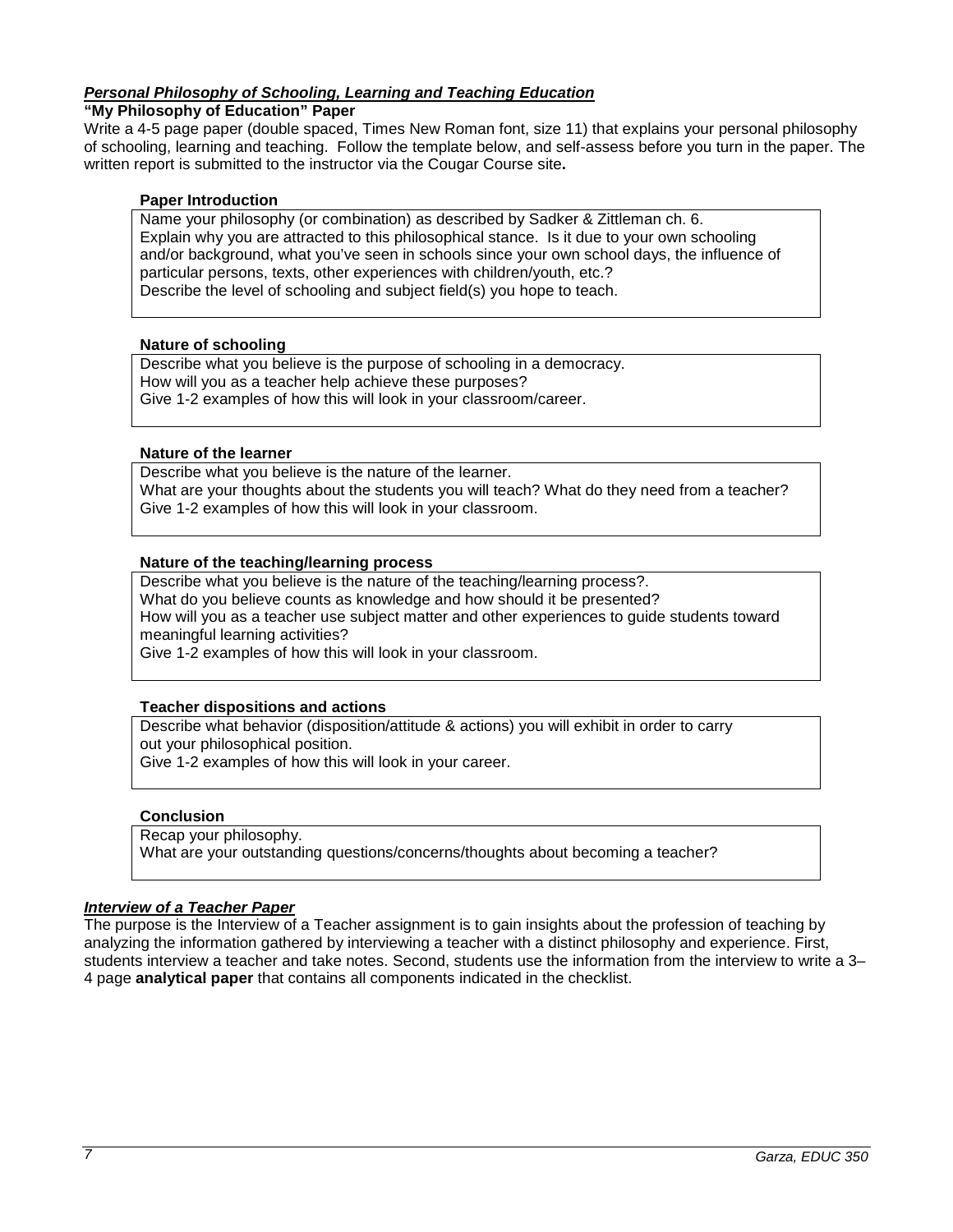***Personal Philosophy of Schooling, Learning and Teaching Education***

**"My Philosophy of Education" Paper**

Write a 4-5 page paper (double spaced, Times New Roman font, size 11) that explains your personal philosophy of schooling, learning and teaching. Follow the template below, and self-assess before you turn in the paper. The written report is submitted to the instructor via the Cougar Course site**.**

**Paper Introduction**

Name your philosophy (or combination) as described by Sadker & Zittleman ch. 6.
Explain why you are attracted to this philosophical stance. Is it due to your own schooling and/or background, what you've seen in schools since your own school days, the influence of particular persons, texts, other experiences with children/youth, etc.?
Describe the level of schooling and subject field(s) you hope to teach.

**Nature of schooling**

Describe what you believe is the purpose of schooling in a democracy.
How will you as a teacher help achieve these purposes?
Give 1-2 examples of how this will look in your classroom/career.

**Nature of the learner**

Describe what you believe is the nature of the learner.
What are your thoughts about the students you will teach? What do they need from a teacher?
Give 1-2 examples of how this will look in your classroom.

**Nature of the teaching/learning process**

Describe what you believe is the nature of the teaching/learning process?.
What do you believe counts as knowledge and how should it be presented?
How will you as a teacher use subject matter and other experiences to guide students toward meaningful learning activities?
Give 1-2 examples of how this will look in your classroom.

**Teacher dispositions and actions**

Describe what behavior (disposition/attitude & actions) you will exhibit in order to carry out your philosophical position.
Give 1-2 examples of how this will look in your career.

**Conclusion**

Recap your philosophy.
What are your outstanding questions/concerns/thoughts about becoming a teacher?

***Interview of a Teacher Paper***

The purpose is the Interview of a Teacher assignment is to gain insights about the profession of teaching by analyzing the information gathered by interviewing a teacher with a distinct philosophy and experience. First, students interview a teacher and take notes. Second, students use the information from the interview to write a 3–4 page **analytical paper** that contains all components indicated in the checklist.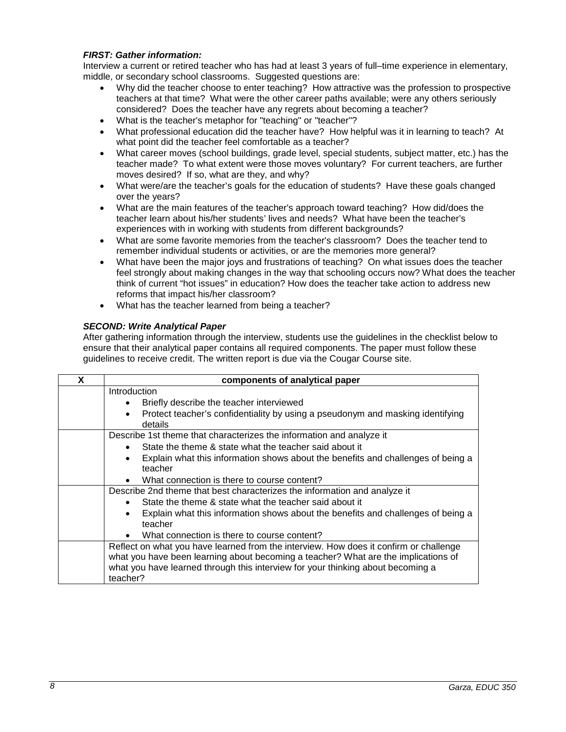***FIRST: Gather information:***

Interview a current or retired teacher who has had at least 3 years of full–time experience in elementary, middle, or secondary school classrooms. Suggested questions are:

- Why did the teacher choose to enter teaching? How attractive was the profession to prospective teachers at that time? What were the other career paths available; were any others seriously considered? Does the teacher have any regrets about becoming a teacher?
- What is the teacher's metaphor for "teaching" or "teacher"?
- What professional education did the teacher have? How helpful was it in learning to teach? At what point did the teacher feel comfortable as a teacher?
- What career moves (school buildings, grade level, special students, subject matter, etc.) has the teacher made? To what extent were those moves voluntary? For current teachers, are further moves desired? If so, what are they, and why?
- What were/are the teacher's goals for the education of students? Have these goals changed over the years?
- What are the main features of the teacher's approach toward teaching? How did/does the teacher learn about his/her students' lives and needs? What have been the teacher's experiences with in working with students from different backgrounds?
- What are some favorite memories from the teacher's classroom? Does the teacher tend to remember individual students or activities, or are the memories more general?
- What have been the major joys and frustrations of teaching? On what issues does the teacher feel strongly about making changes in the way that schooling occurs now? What does the teacher think of current "hot issues" in education? How does the teacher take action to address new reforms that impact his/her classroom?
- What has the teacher learned from being a teacher?

***SECOND: Write Analytical Paper***

After gathering information through the interview, students use the guidelines in the checklist below to ensure that their analytical paper contains all required components. The paper must follow these guidelines to receive credit. The written report is due via the Cougar Course site.

| X | components of analytical paper |
|---|---|
| | Introduction<br>• Briefly describe the teacher interviewed<br>• Protect teacher's confidentiality by using a pseudonym and masking identifying details |
| | Describe 1st theme that characterizes the information and analyze it<br>• State the theme & state what the teacher said about it<br>• Explain what this information shows about the benefits and challenges of being a teacher<br>• What connection is there to course content? |
| | Describe 2nd theme that best characterizes the information and analyze it<br>• State the theme & state what the teacher said about it<br>• Explain what this information shows about the benefits and challenges of being a teacher<br>• What connection is there to course content? |
| | Reflect on what you have learned from the interview. How does it confirm or challenge what you have been learning about becoming a teacher? What are the implications of what you have learned through this interview for your thinking about becoming a teacher? |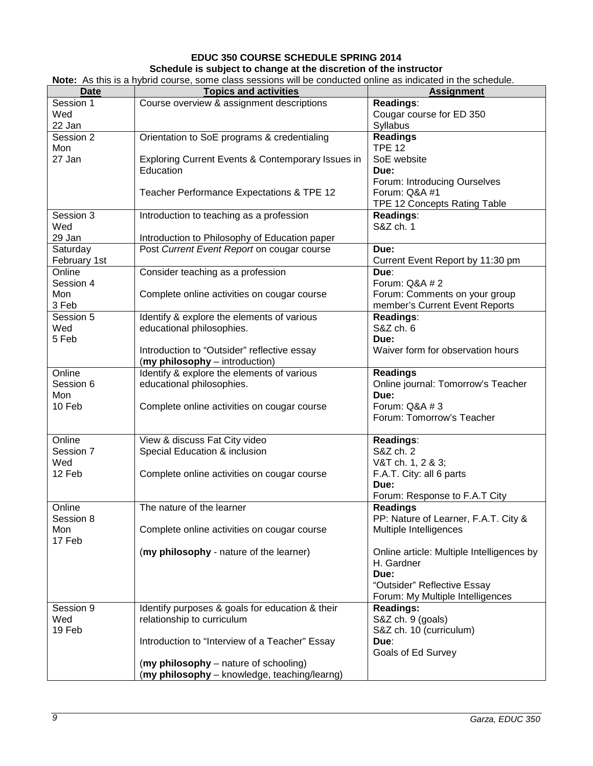**EDUC 350 COURSE SCHEDULE SPRING 2014**

**Schedule is subject to change at the discretion of the instructor**

**Note:** As this is a hybrid course, some class sessions will be conducted online as indicated in the schedule.

| Date | Topics and activities | Assignment |
|---|---|---|
| Session 1<br>Wed<br>22 Jan | Course overview & assignment descriptions | **Readings**:<br>Cougar course for ED 350<br>Syllabus |
| Session 2<br>Mon<br>27 Jan | Orientation to SoE programs & credentialing<br><br>Exploring Current Events & Contemporary Issues in Education<br><br>Teacher Performance Expectations & TPE 12 | **Readings**<br>TPE 12<br>SoE website<br>**Due:**<br>Forum: Introducing Ourselves<br>Forum: Q&A #1<br>TPE 12 Concepts Rating Table |
| Session 3<br>Wed<br>29 Jan | Introduction to teaching as a profession<br><br>Introduction to Philosophy of Education paper | **Readings**:<br>S&Z ch. 1 |
| Saturday<br>February 1st | Post *Current Event Report* on cougar course | **Due:**<br>Current Event Report by 11:30 pm |
| Online<br>Session 4<br>Mon<br>3 Feb | Consider teaching as a profession<br><br>Complete online activities on cougar course | **Due**:<br>Forum: Q&A # 2<br>Forum: Comments on your group member's Current Event Reports |
| Session 5<br>Wed<br>5 Feb | Identify & explore the elements of various educational philosophies.<br><br>Introduction to "Outsider" reflective essay (**my philosophy** – introduction) | **Readings**:<br>S&Z ch. 6<br>**Due:**<br>Waiver form for observation hours |
| Online<br>Session 6<br>Mon<br>10 Feb | Identify & explore the elements of various educational philosophies.<br><br>Complete online activities on cougar course | **Readings**<br>Online journal: Tomorrow's Teacher<br>**Due:**<br>Forum: Q&A # 3<br>Forum: Tomorrow's Teacher |
| Online<br>Session 7<br>Wed<br>12 Feb | View & discuss Fat City video<br>Special Education & inclusion<br><br>Complete online activities on cougar course | **Readings**:<br>S&Z ch. 2<br>V&T ch. 1, 2 & 3;<br>F.A.T. City: all 6 parts<br>**Due:**<br>Forum: Response to F.A.T City |
| Online<br>Session 8<br>Mon<br>17 Feb | The nature of the learner<br><br>Complete online activities on cougar course<br><br>(**my philosophy** - nature of the learner) | **Readings**<br>PP: Nature of Learner, F.A.T. City & Multiple Intelligences<br><br>Online article: Multiple Intelligences by H. Gardner<br>**Due:**<br>"Outsider" Reflective Essay<br>Forum: My Multiple Intelligences |
| Session 9<br>Wed<br>19 Feb | Identify purposes & goals for education & their relationship to curriculum<br><br>Introduction to "Interview of a Teacher" Essay<br><br>(**my philosophy** – nature of schooling)<br>(**my philosophy** – knowledge, teaching/learng) | **Readings:**<br>S&Z ch. 9 (goals)<br>S&Z ch. 10 (curriculum)<br>**Due**:<br>Goals of Ed Survey |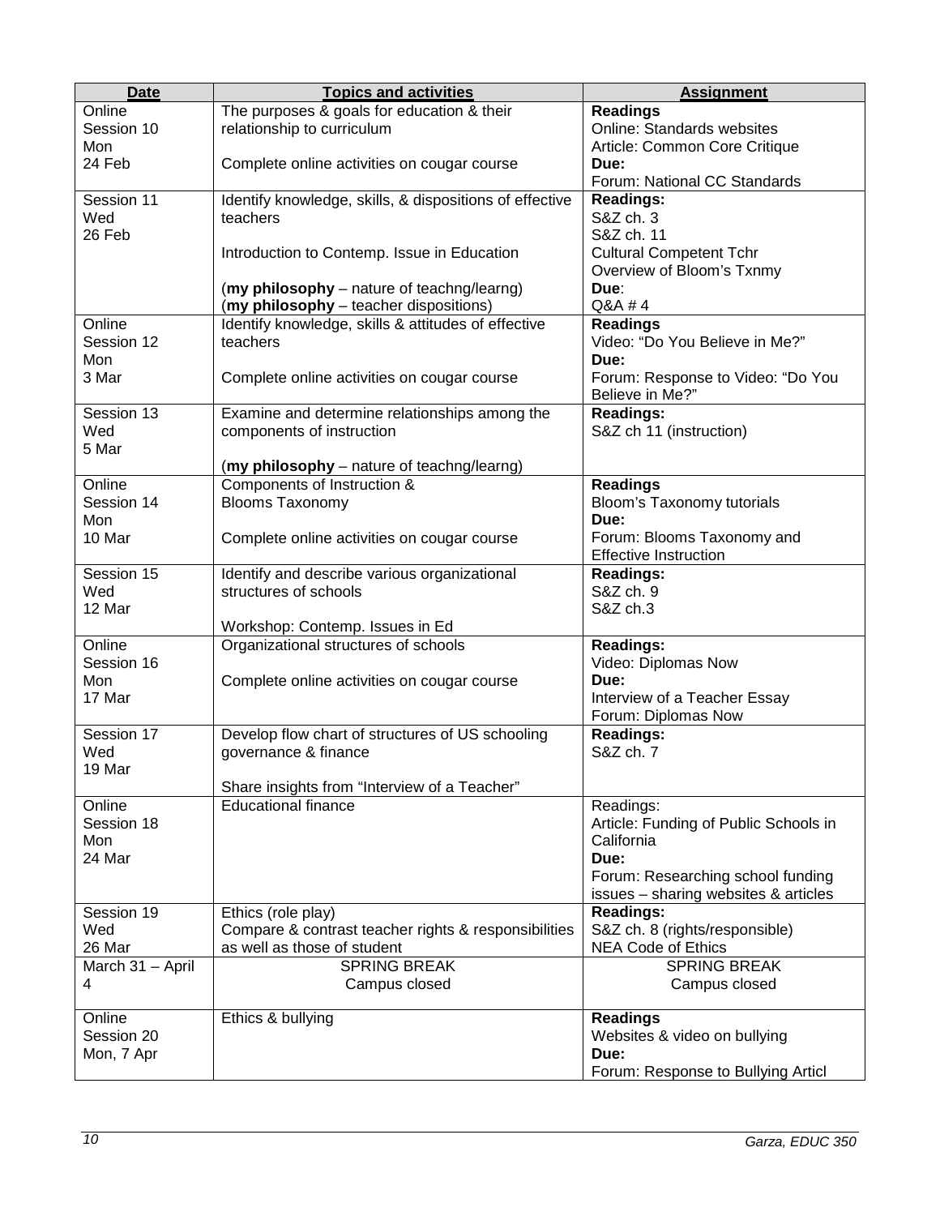| Date | Topics and activities | Assignment |
|---|---|---|
| Online Session 10 Mon 24 Feb | The purposes & goals for education & their relationship to curriculum<br><br>Complete online activities on cougar course | **Readings**<br>Online: Standards websites<br>Article: Common Core Critique<br>**Due:**<br>Forum: National CC Standards |
| Session 11 Wed 26 Feb | Identify knowledge, skills, & dispositions of effective teachers<br><br>Introduction to Contemp. Issue in Education<br><br>(**my philosophy** – nature of teachng/learng)<br>(**my philosophy** – teacher dispositions) | **Readings:**<br>S&Z ch. 3<br>S&Z ch. 11<br>Cultural Competent Tchr<br>Overview of Bloom's Txnmy<br>**Due**:<br>Q&A # 4 |
| Online Session 12 Mon 3 Mar | Identify knowledge, skills & attitudes of effective teachers<br><br>Complete online activities on cougar course | **Readings**<br>Video: "Do You Believe in Me?"<br>**Due:**<br>Forum: Response to Video: "Do You Believe in Me?" |
| Session 13 Wed 5 Mar | Examine and determine relationships among the components of instruction<br><br>(**my philosophy** – nature of teachng/learng) | **Readings:**<br>S&Z ch 11 (instruction) |
| Online Session 14 Mon 10 Mar | Components of Instruction &<br>Blooms Taxonomy<br><br>Complete online activities on cougar course | **Readings**<br>Bloom's Taxonomy tutorials<br>**Due:**<br>Forum: Blooms Taxonomy and Effective Instruction |
| Session 15 Wed 12 Mar | Identify and describe various organizational structures of schools<br><br>Workshop: Contemp. Issues in Ed | **Readings:**<br>S&Z ch. 9<br>S&Z ch.3 |
| Online Session 16 Mon 17 Mar | Organizational structures of schools<br><br>Complete online activities on cougar course | **Readings:**<br>Video: Diplomas Now<br>**Due:**<br>Interview of a Teacher Essay<br>Forum: Diplomas Now |
| Session 17 Wed 19 Mar | Develop flow chart of structures of US schooling governance & finance<br><br>Share insights from "Interview of a Teacher" | **Readings:**<br>S&Z ch. 7 |
| Online Session 18 Mon 24 Mar | Educational finance | Readings:<br>Article: Funding of Public Schools in California<br>**Due:**<br>Forum: Researching school funding issues – sharing websites & articles |
| Session 19 Wed 26 Mar | Ethics (role play)<br>Compare & contrast teacher rights & responsibilities as well as those of student | **Readings:**<br>S&Z ch. 8 (rights/responsible)<br>NEA Code of Ethics |
| March 31 – April 4 | SPRING BREAK<br>Campus closed | SPRING BREAK<br>Campus closed |
| Online Session 20 Mon, 7 Apr | Ethics & bullying | **Readings**<br>Websites & video on bullying<br>**Due:**<br>Forum: Response to Bullying Articl |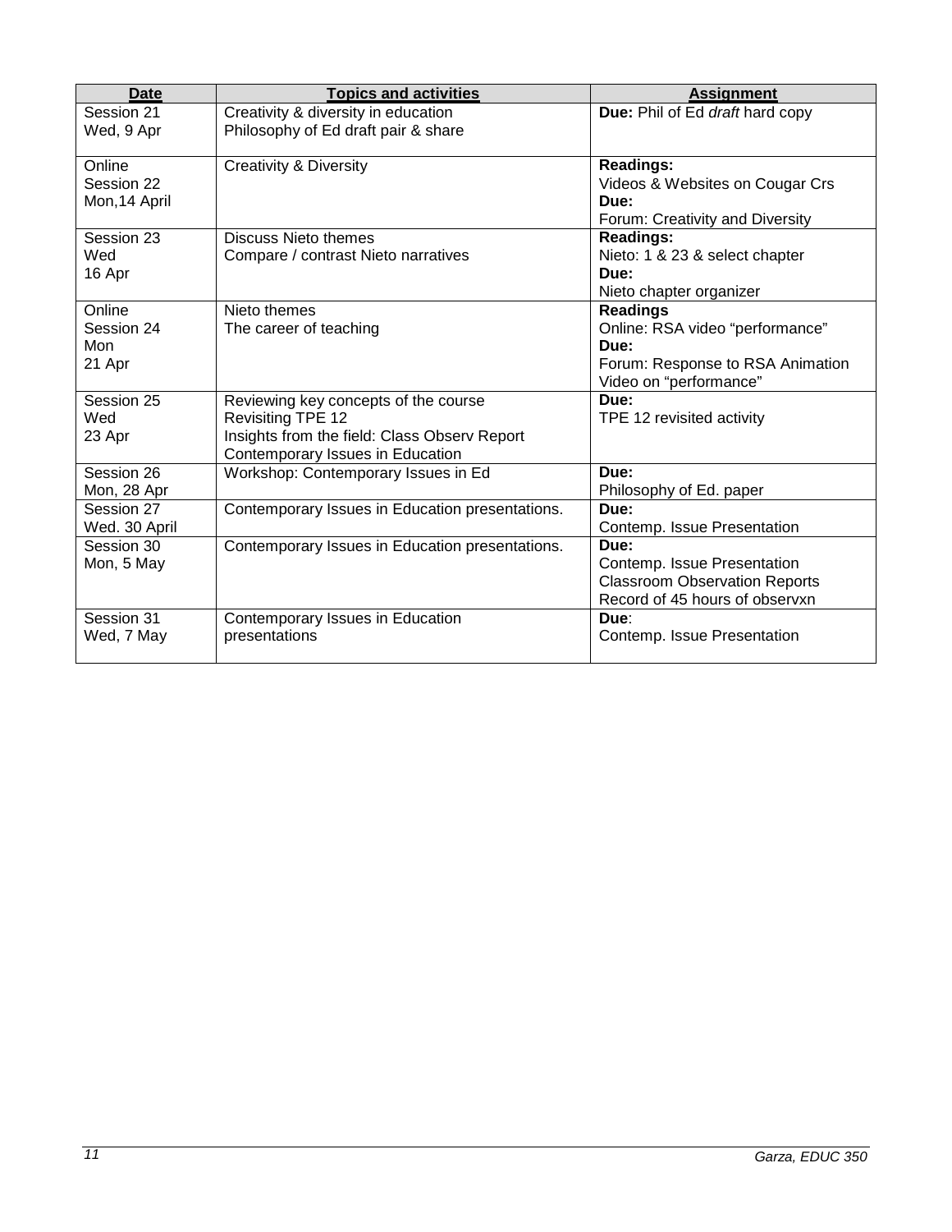| Date | Topics and activities | Assignment |
|---|---|---|
| Session 21<br>Wed, 9 Apr | Creativity & diversity in education<br>Philosophy of Ed draft pair & share | **Due:** Phil of Ed *draft* hard copy |
| Online<br>Session 22<br>Mon,14 April | Creativity & Diversity | **Readings:**<br>Videos & Websites on Cougar Crs<br>**Due:**<br>Forum: Creativity and Diversity |
| Session 23<br>Wed<br>16 Apr | Discuss Nieto themes<br>Compare / contrast Nieto narratives | **Readings:**<br>Nieto: 1 & 23 & select chapter<br>**Due:**<br>Nieto chapter organizer |
| Online<br>Session 24<br>Mon<br>21 Apr | Nieto themes<br>The career of teaching | **Readings**<br>Online: RSA video "performance"<br>**Due:**<br>Forum: Response to RSA Animation Video on "performance" |
| Session 25<br>Wed<br>23 Apr | Reviewing key concepts of the course<br>Revisiting TPE 12<br>Insights from the field: Class Observ Report<br>Contemporary Issues in Education | **Due:**<br>TPE 12 revisited activity |
| Session 26<br>Mon, 28 Apr | Workshop: Contemporary Issues in Ed | **Due:**<br>Philosophy of Ed. paper |
| Session 27<br>Wed. 30 April | Contemporary Issues in Education presentations. | **Due:**<br>Contemp. Issue Presentation |
| Session 30<br>Mon, 5 May | Contemporary Issues in Education presentations. | **Due:**<br>Contemp. Issue Presentation<br>Classroom Observation Reports<br>Record of 45 hours of observxn |
| Session 31<br>Wed, 7 May | Contemporary Issues in Education presentations | **Due**:<br>Contemp. Issue Presentation |